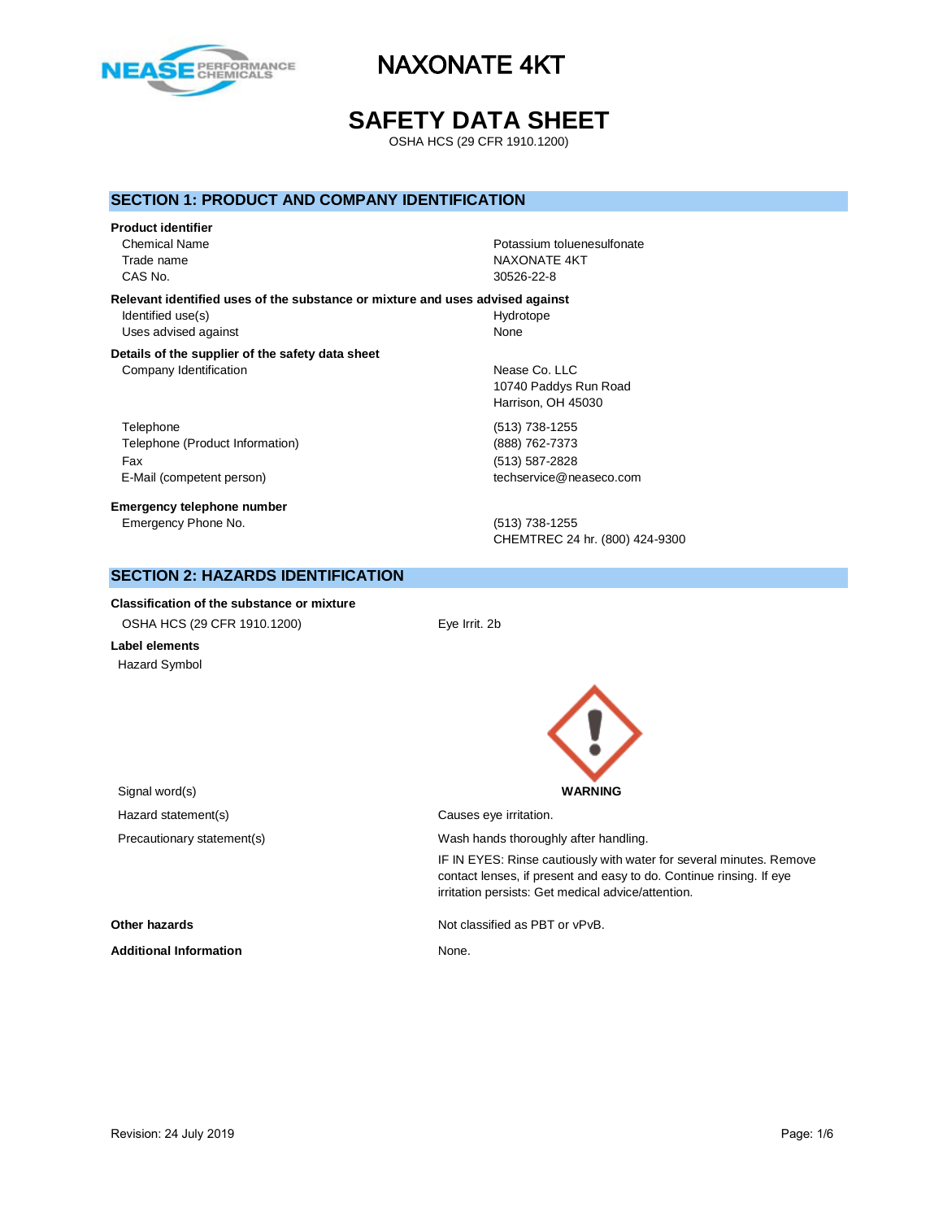# NAXONATE 4KT

# SAFETY DATA SHEET

OSHA HCS (29 CFR 1910.1200)

## SECTION 1: PRODUCT AND COMPANY IDENTIFICATION

**Product identifier**

| | |
|---|---|
| Chemical Name | Potassium toluenesulfonate |
| Trade name | NAXONATE 4KT |
| CAS No. | 30526-22-8 |

**Relevant identified uses of the substance or mixture and uses advised against**

| | |
|---|---|
| Identified use(s) | Hydrotope |
| Uses advised against | None |

**Details of the supplier of the safety data sheet**

| | |
|---|---|
| Company Identification | Nease Co. LLC<br>10740 Paddys Run Road<br>Harrison, OH 45030 |
| Telephone | (513) 738-1255 |
| Telephone (Product Information) | (888) 762-7373 |
| Fax | (513) 587-2828 |
| E-Mail (competent person) | techservice@neaseco.com |

**Emergency telephone number**

| | |
|---|---|
| Emergency Phone No. | (513) 738-1255<br>CHEMTREC 24 hr. (800) 424-9300 |

## SECTION 2: HAZARDS IDENTIFICATION

**Classification of the substance or mixture**

| | |
|---|---|
| OSHA HCS (29 CFR 1910.1200) | Eye Irrit. 2b |

**Label elements**

Hazard Symbol

| | |
|---|---|
| Signal word(s) | **WARNING** |
| Hazard statement(s) | Causes eye irritation. |
| Precautionary statement(s) | Wash hands thoroughly after handling.<br>IF IN EYES: Rinse cautiously with water for several minutes. Remove contact lenses, if present and easy to do. Continue rinsing. If eye irritation persists: Get medical advice/attention. |

**Other hazards** Not classified as PBT or vPvB.

**Additional Information** None.

Revision: 24 July 2019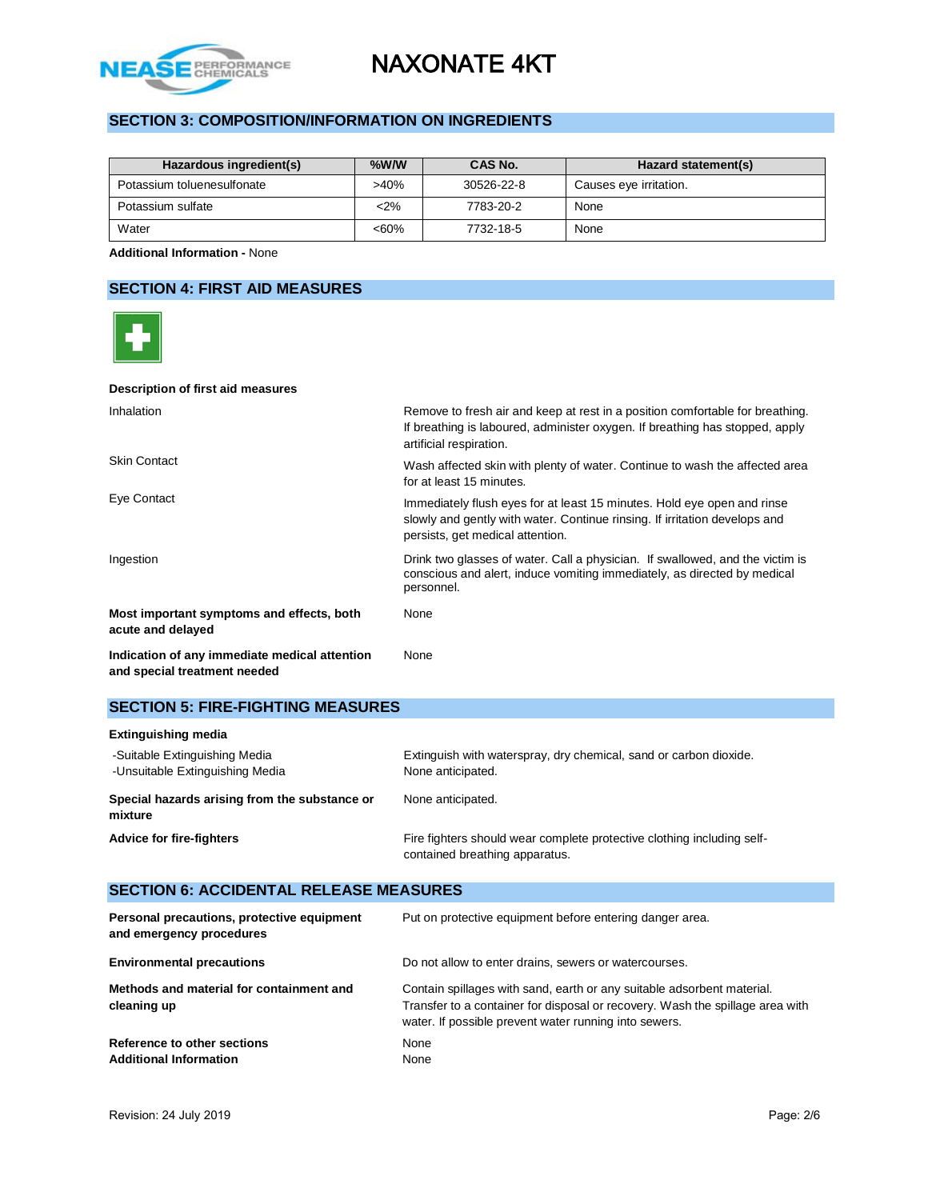## SECTION 3: COMPOSITION/INFORMATION ON INGREDIENTS

| Hazardous ingredient(s) | %W/W | CAS No. | Hazard statement(s) |
|---|---|---|---|
| Potassium toluenesulfonate | >40% | 30526-22-8 | Causes eye irritation. |
| Potassium sulfate | <2% | 7783-20-2 | None |
| Water | <60% | 7732-18-5 | None |

**Additional Information -** None

## SECTION 4: FIRST AID MEASURES

**Description of first aid measures**

| | |
|---|---|
| Inhalation | Remove to fresh air and keep at rest in a position comfortable for breathing. If breathing is laboured, administer oxygen. If breathing has stopped, apply artificial respiration. |
| Skin Contact | Wash affected skin with plenty of water. Continue to wash the affected area for at least 15 minutes. |
| Eye Contact | Immediately flush eyes for at least 15 minutes. Hold eye open and rinse slowly and gently with water. Continue rinsing. If irritation develops and persists, get medical attention. |
| Ingestion | Drink two glasses of water. Call a physician. If swallowed, and the victim is conscious and alert, induce vomiting immediately, as directed by medical personnel. |
| **Most important symptoms and effects, both acute and delayed** | None |
| **Indication of any immediate medical attention and special treatment needed** | None |

## SECTION 5: FIRE-FIGHTING MEASURES

**Extinguishing media**

| | |
|---|---|
| -Suitable Extinguishing Media | Extinguish with waterspray, dry chemical, sand or carbon dioxide. |
| -Unsuitable Extinguishing Media | None anticipated. |
| **Special hazards arising from the substance or mixture** | None anticipated. |
| **Advice for fire-fighters** | Fire fighters should wear complete protective clothing including self-contained breathing apparatus. |

## SECTION 6: ACCIDENTAL RELEASE MEASURES

| | |
|---|---|
| **Personal precautions, protective equipment and emergency procedures** | Put on protective equipment before entering danger area. |
| **Environmental precautions** | Do not allow to enter drains, sewers or watercourses. |
| **Methods and material for containment and cleaning up** | Contain spillages with sand, earth or any suitable adsorbent material. Transfer to a container for disposal or recovery. Wash the spillage area with water. If possible prevent water running into sewers. |
| **Reference to other sections** | None |
| **Additional Information** | None |

Revision: 24 July 2019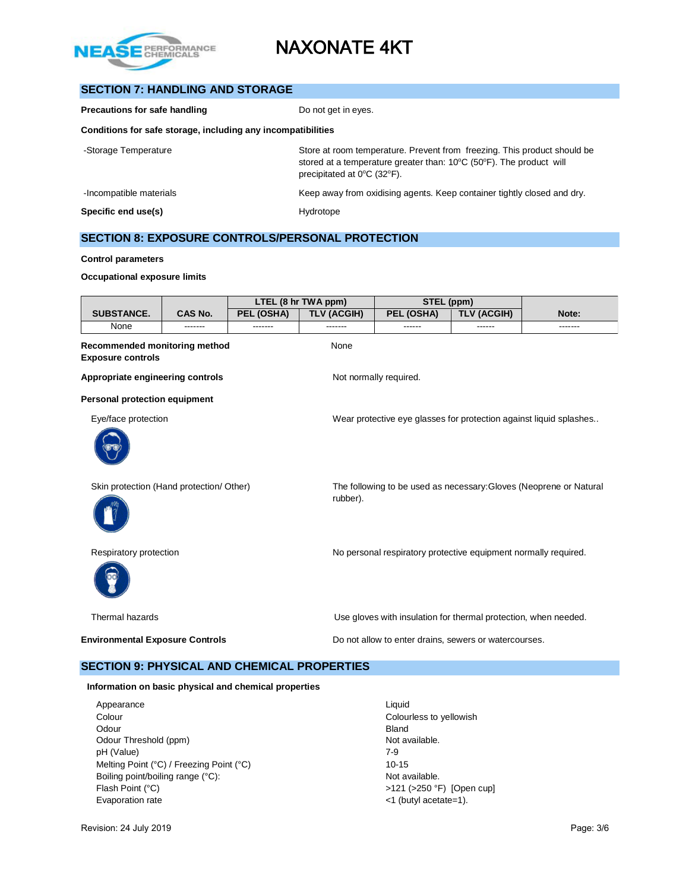## SECTION 7: HANDLING AND STORAGE

**Precautions for safe handling** — Do not get in eyes.

**Conditions for safe storage, including any incompatibilities**

-Storage Temperature — Store at room temperature. Prevent from freezing. This product should be stored at a temperature greater than: 10°C (50°F). The product will precipitated at 0°C (32°F).

-Incompatible materials — Keep away from oxidising agents. Keep container tightly closed and dry.

**Specific end use(s)** — Hydrotope

## SECTION 8: EXPOSURE CONTROLS/PERSONAL PROTECTION

**Control parameters**

**Occupational exposure limits**

| SUBSTANCE. | CAS No. | LTEL (8 hr TWA ppm) | | STEL (ppm) | | Note: |
|---|---|---|---|---|---|---|
| | | PEL (OSHA) | TLV (ACGIH) | PEL (OSHA) | TLV (ACGIH) | |
| None | ------- | ------- | ------- | ------ | ------ | ------- |

**Recommended monitoring method** — None

**Exposure controls**

**Appropriate engineering controls** — Not normally required.

**Personal protection equipment**

Eye/face protection — Wear protective eye glasses for protection against liquid splashes..

Skin protection (Hand protection/ Other) — The following to be used as necessary:Gloves (Neoprene or Natural rubber).

Respiratory protection — No personal respiratory protective equipment normally required.

Thermal hazards — Use gloves with insulation for thermal protection, when needed.

**Environmental Exposure Controls** — Do not allow to enter drains, sewers or watercourses.

## SECTION 9: PHYSICAL AND CHEMICAL PROPERTIES

**Information on basic physical and chemical properties**

| Property | Value |
|---|---|
| Appearance | Liquid |
| Colour | Colourless to yellowish |
| Odour | Bland |
| Odour Threshold (ppm) | Not available. |
| pH (Value) | 7-9 |
| Melting Point (°C) / Freezing Point (°C) | 10-15 |
| Boiling point/boiling range (°C): | Not available. |
| Flash Point (°C) | >121 (>250 °F) [Open cup] |
| Evaporation rate | <1 (butyl acetate=1). |

Revision: 24 July 2019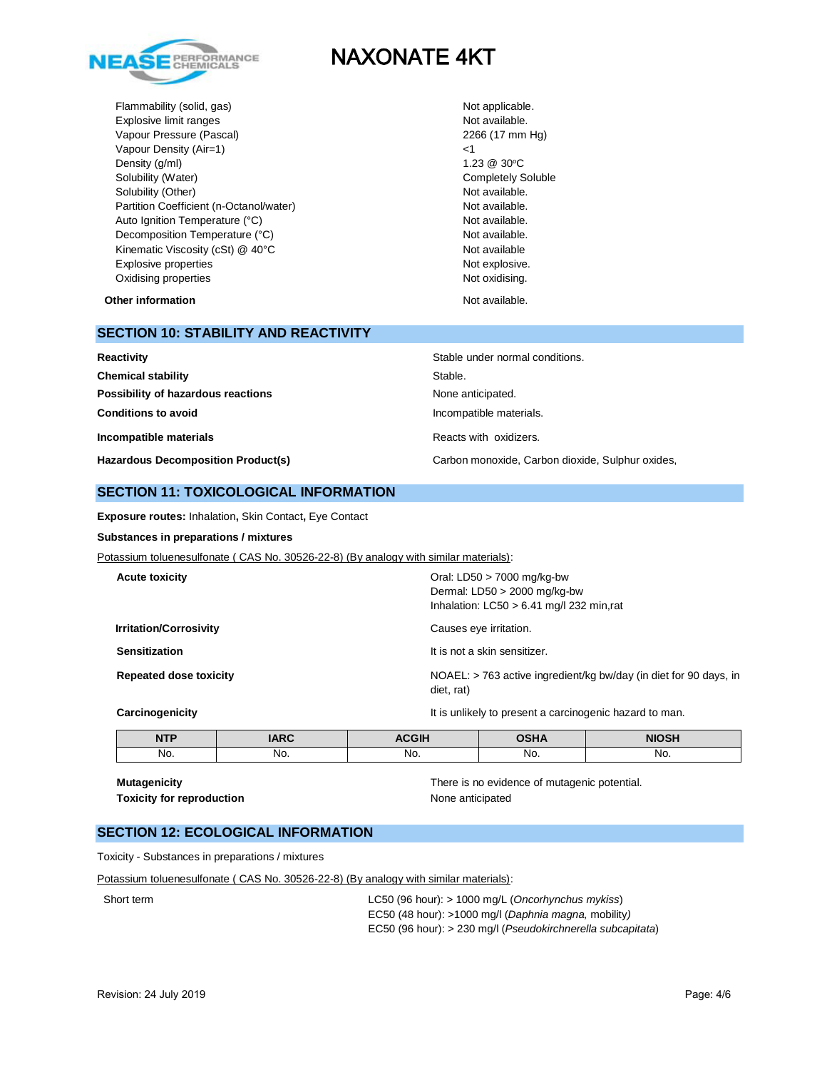| | |
|---|---|
| Flammability (solid, gas) | Not applicable. |
| Explosive limit ranges | Not available. |
| Vapour Pressure (Pascal) | 2266 (17 mm Hg) |
| Vapour Density (Air=1) | <1 |
| Density (g/ml) | 1.23 @ 30°C |
| Solubility (Water) | Completely Soluble |
| Solubility (Other) | Not available. |
| Partition Coefficient (n-Octanol/water) | Not available. |
| Auto Ignition Temperature (°C) | Not available. |
| Decomposition Temperature (°C) | Not available. |
| Kinematic Viscosity (cSt) @ 40°C | Not available |
| Explosive properties | Not explosive. |
| Oxidising properties | Not oxidising. |

**Other information** Not available.

## SECTION 10: STABILITY AND REACTIVITY

| | |
|---|---|
| **Reactivity** | Stable under normal conditions. |
| **Chemical stability** | Stable. |
| **Possibility of hazardous reactions** | None anticipated. |
| **Conditions to avoid** | Incompatible materials. |
| **Incompatible materials** | Reacts with oxidizers. |
| **Hazardous Decomposition Product(s)** | Carbon monoxide, Carbon dioxide, Sulphur oxides, |

## SECTION 11: TOXICOLOGICAL INFORMATION

**Exposure routes:** Inhalation**,** Skin Contact**,** Eye Contact

**Substances in preparations / mixtures**

Potassium toluenesulfonate ( CAS No. 30526-22-8) (By analogy with similar materials):

| | |
|---|---|
| **Acute toxicity** | Oral: LD50 > 7000 mg/kg-bw<br>Dermal: LD50 > 2000 mg/kg-bw<br>Inhalation: LC50 > 6.41 mg/l 232 min,rat |
| **Irritation/Corrosivity** | Causes eye irritation. |
| **Sensitization** | It is not a skin sensitizer. |
| **Repeated dose toxicity** | NOAEL: > 763 active ingredient/kg bw/day (in diet for 90 days, in diet, rat) |
| **Carcinogenicity** | It is unlikely to present a carcinogenic hazard to man. |

| NTP | IARC | ACGIH | OSHA | NIOSH |
|---|---|---|---|---|
| No. | No. | No. | No. | No. |

| | |
|---|---|
| **Mutagenicity** | There is no evidence of mutagenic potential. |
| **Toxicity for reproduction** | None anticipated |

## SECTION 12: ECOLOGICAL INFORMATION

Toxicity - Substances in preparations / mixtures

Potassium toluenesulfonate ( CAS No. 30526-22-8) (By analogy with similar materials):

Short term
LC50 (96 hour): > 1000 mg/L (*Oncorhynchus mykiss*)
EC50 (48 hour): >1000 mg/l (*Daphnia magna,* mobility*)*
EC50 (96 hour): > 230 mg/l (*Pseudokirchnerella subcapitata*)

Revision: 24 July 2019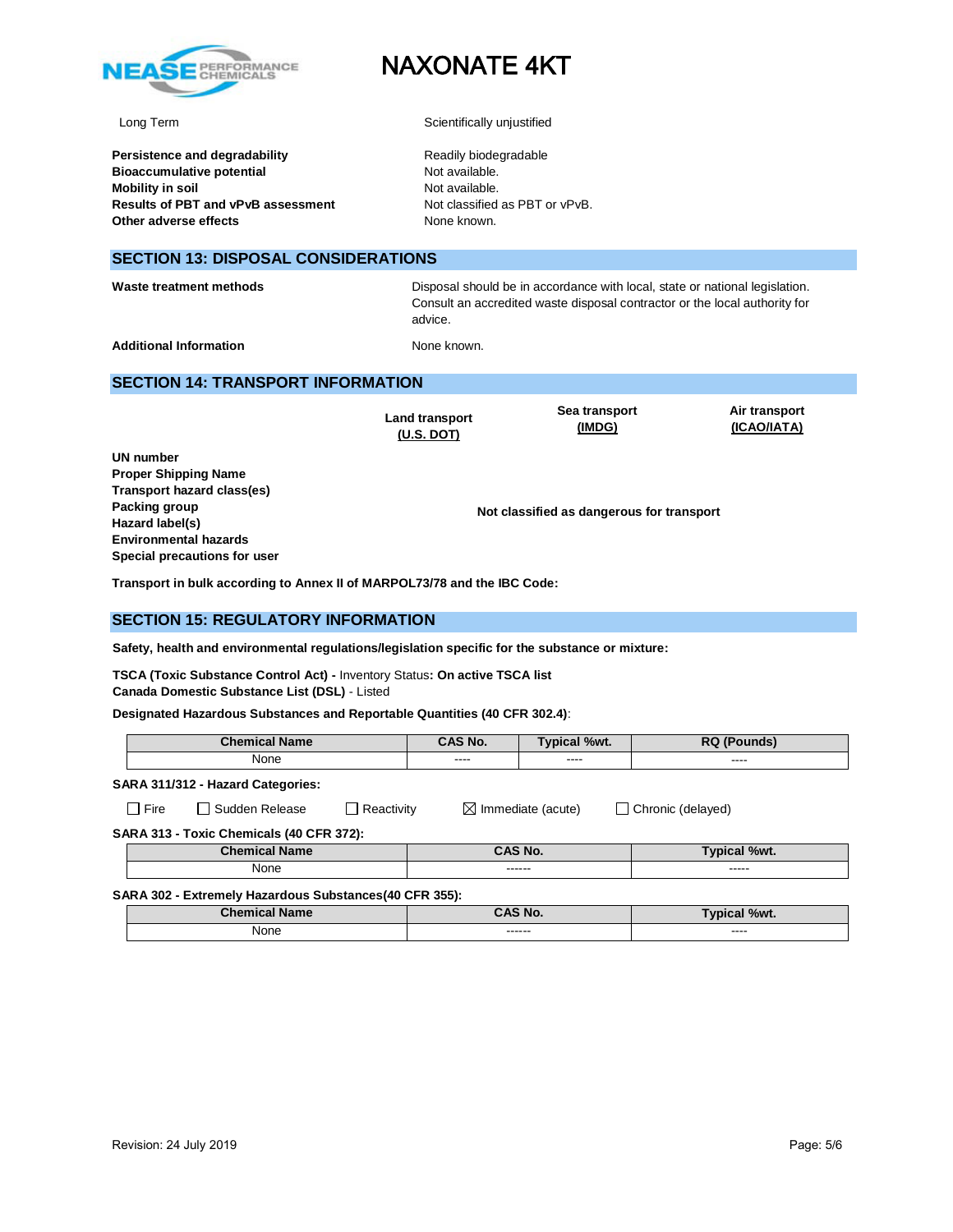| | |
|---|---|
| Long Term | Scientifically unjustified |

**Persistence and degradability** Readily biodegradable
**Bioaccumulative potential** Not available.
**Mobility in soil** Not available.
**Results of PBT and vPvB assessment** Not classified as PBT or vPvB.
**Other adverse effects** None known.

## SECTION 13: DISPOSAL CONSIDERATIONS

**Waste treatment methods** Disposal should be in accordance with local, state or national legislation. Consult an accredited waste disposal contractor or the local authority for advice.

**Additional Information** None known.

## SECTION 14: TRANSPORT INFORMATION

| | Land transport (U.S. DOT) | Sea transport (IMDG) | Air transport (ICAO/IATA) |
|---|---|---|---|
| **UN number** | | | |
| **Proper Shipping Name** | | | |
| **Transport hazard class(es)** | | | |
| **Packing group** | | **Not classified as dangerous for transport** | |
| **Hazard label(s)** | | | |
| **Environmental hazards** | | | |
| **Special precautions for user** | | | |

**Transport in bulk according to Annex II of MARPOL73/78 and the IBC Code:**

## SECTION 15: REGULATORY INFORMATION

**Safety, health and environmental regulations/legislation specific for the substance or mixture:**

**TSCA (Toxic Substance Control Act) -** Inventory Status**: On active TSCA list**
**Canada Domestic Substance List (DSL)** - Listed

**Designated Hazardous Substances and Reportable Quantities (40 CFR 302.4)**:

| Chemical Name | CAS No. | Typical %wt. | RQ (Pounds) |
|---|---|---|---|
| None | ---- | ---- | ---- |

**SARA 311/312 - Hazard Categories:**

☐ Fire ☐ Sudden Release ☐ Reactivity ☒ Immediate (acute) ☐ Chronic (delayed)

**SARA 313 - Toxic Chemicals (40 CFR 372):**

| Chemical Name | CAS No. | Typical %wt. |
|---|---|---|
| None | ------ | ----- |

**SARA 302 - Extremely Hazardous Substances(40 CFR 355):**

| Chemical Name | CAS No. | Typical %wt. |
|---|---|---|
| None | ------ | ---- |

Revision: 24 July 2019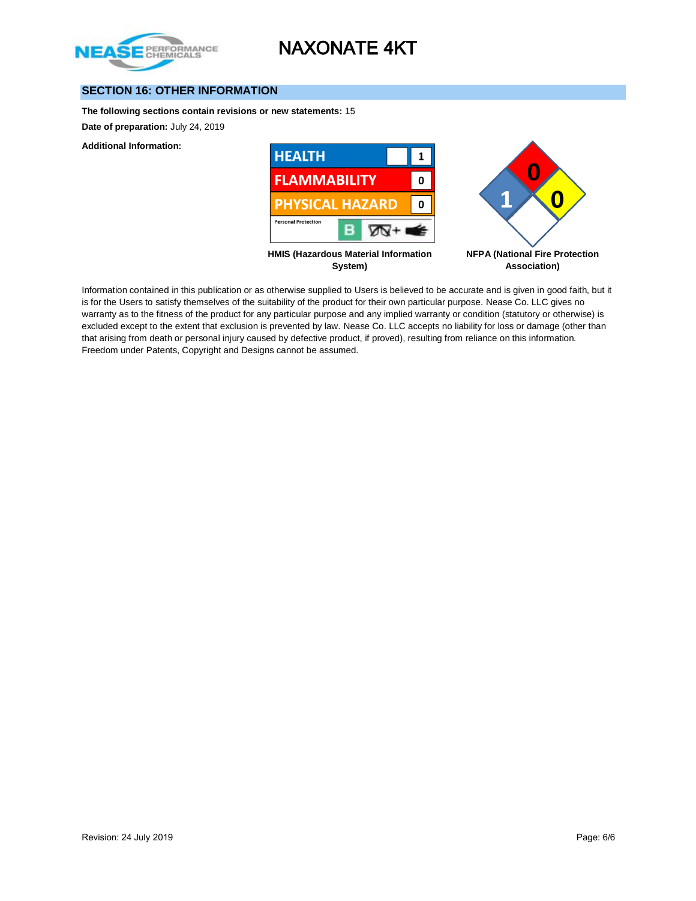## SECTION 16: OTHER INFORMATION

**The following sections contain revisions or new statements:** 15

**Date of preparation:** July 24, 2019

**Additional Information:**

| | |
|---|---|
| HEALTH | 1 |
| FLAMMABILITY | 0 |
| PHYSICAL HAZARD | 0 |
| Personal Protection | B |

HMIS (Hazardous Material Information System)

1
0
0

NFPA (National Fire Protection Association)

Information contained in this publication or as otherwise supplied to Users is believed to be accurate and is given in good faith, but it is for the Users to satisfy themselves of the suitability of the product for their own particular purpose. Nease Co. LLC gives no warranty as to the fitness of the product for any particular purpose and any implied warranty or condition (statutory or otherwise) is excluded except to the extent that exclusion is prevented by law. Nease Co. LLC accepts no liability for loss or damage (other than that arising from death or personal injury caused by defective product, if proved), resulting from reliance on this information. Freedom under Patents, Copyright and Designs cannot be assumed.